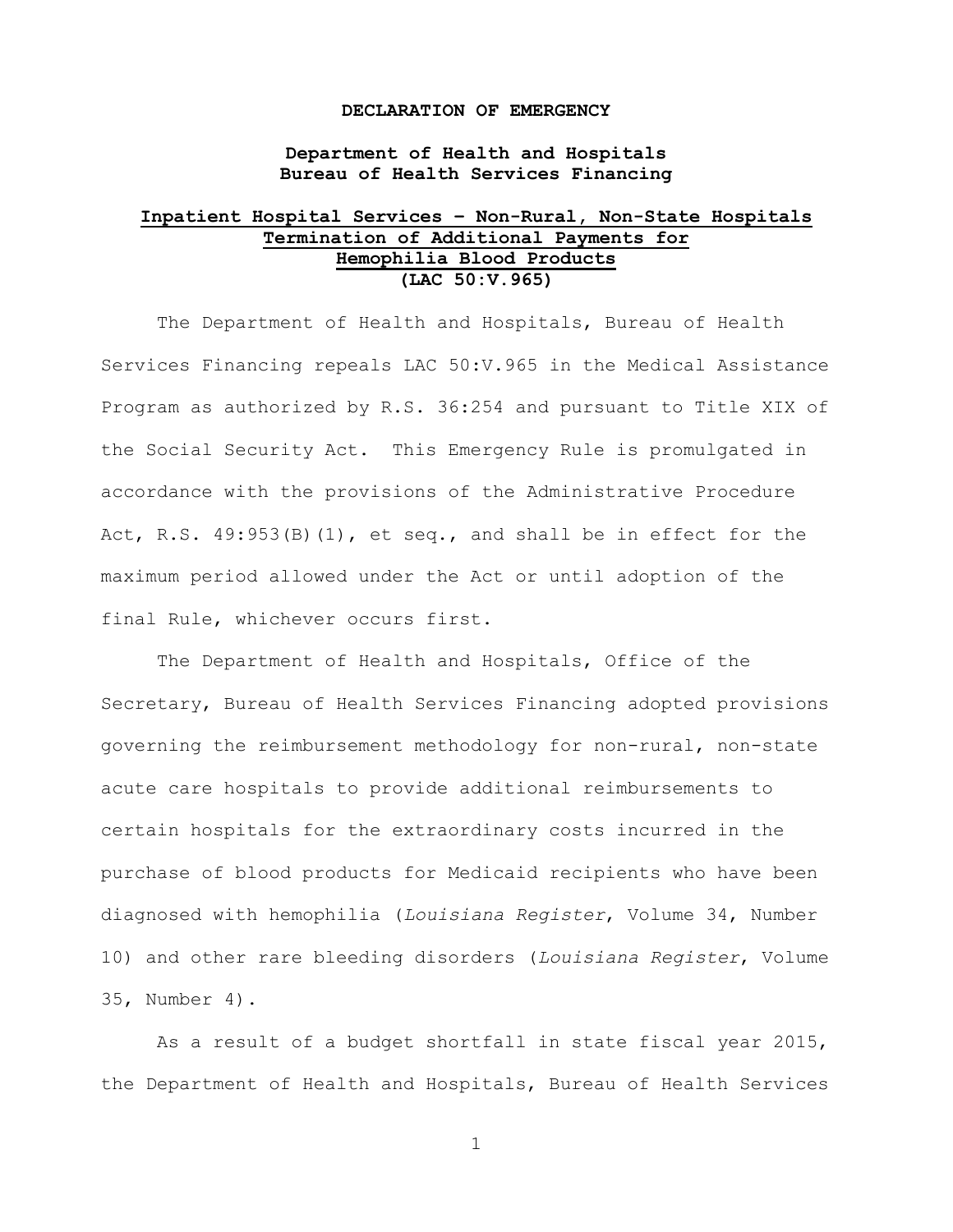**DECLARATION OF EMERGENCY**

**Department of Health and Hospitals**
**Bureau of Health Services Financing**

**Inpatient Hospital Services – Non-Rural, Non-State Hospitals**
**Termination of Additional Payments for**
**Hemophilia Blood Products**
**(LAC 50:V.965)**

The Department of Health and Hospitals, Bureau of Health Services Financing repeals LAC 50:V.965 in the Medical Assistance Program as authorized by R.S. 36:254 and pursuant to Title XIX of the Social Security Act. This Emergency Rule is promulgated in accordance with the provisions of the Administrative Procedure Act, R.S. 49:953(B)(1), et seq., and shall be in effect for the maximum period allowed under the Act or until adoption of the final Rule, whichever occurs first.

The Department of Health and Hospitals, Office of the Secretary, Bureau of Health Services Financing adopted provisions governing the reimbursement methodology for non-rural, non-state acute care hospitals to provide additional reimbursements to certain hospitals for the extraordinary costs incurred in the purchase of blood products for Medicaid recipients who have been diagnosed with hemophilia (*Louisiana Register*, Volume 34, Number 10) and other rare bleeding disorders (*Louisiana Register*, Volume 35, Number 4).

As a result of a budget shortfall in state fiscal year 2015, the Department of Health and Hospitals, Bureau of Health Services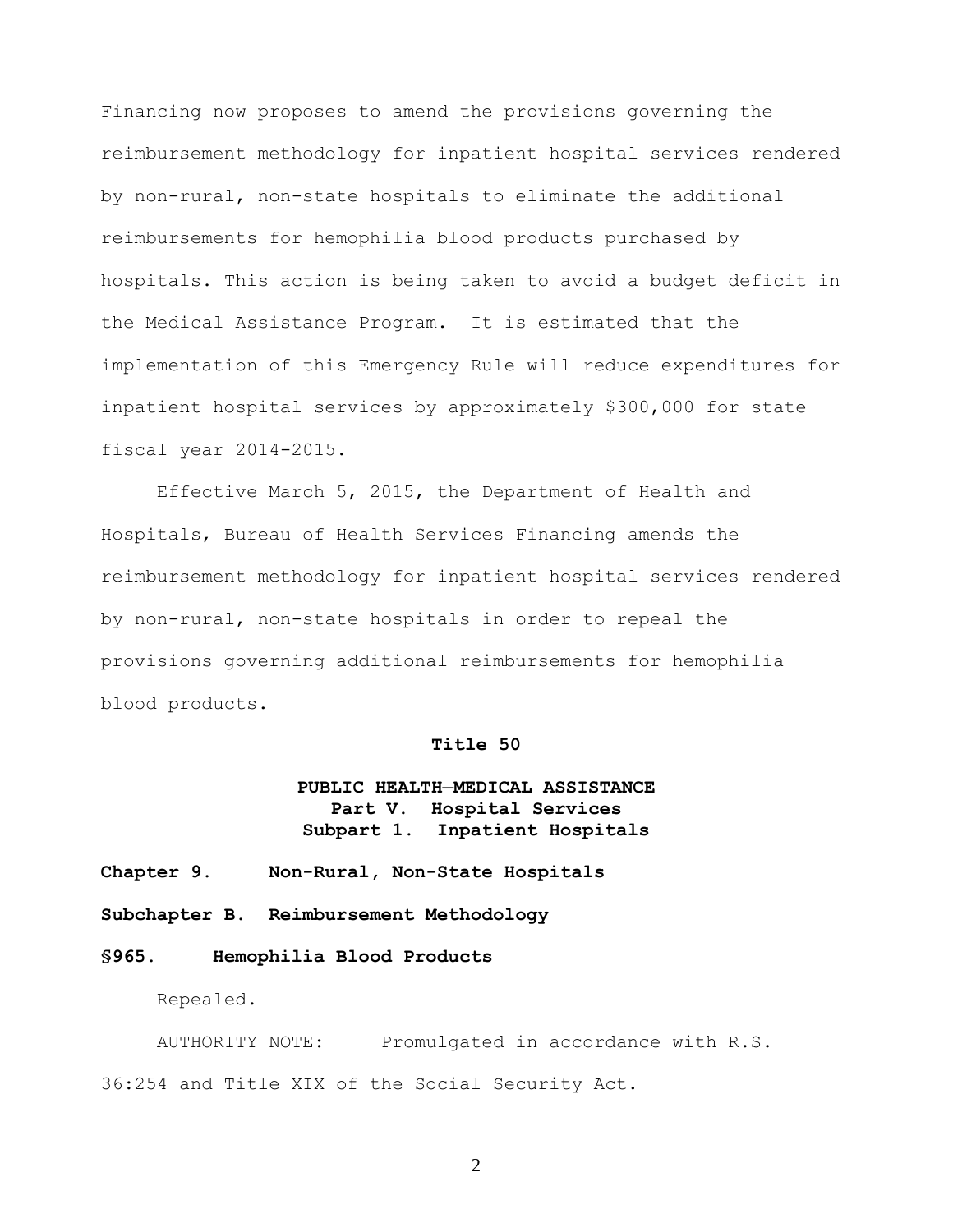Financing now proposes to amend the provisions governing the reimbursement methodology for inpatient hospital services rendered by non-rural, non-state hospitals to eliminate the additional reimbursements for hemophilia blood products purchased by hospitals. This action is being taken to avoid a budget deficit in the Medical Assistance Program. It is estimated that the implementation of this Emergency Rule will reduce expenditures for inpatient hospital services by approximately $300,000 for state fiscal year 2014-2015.

Effective March 5, 2015, the Department of Health and Hospitals, Bureau of Health Services Financing amends the reimbursement methodology for inpatient hospital services rendered by non-rural, non-state hospitals in order to repeal the provisions governing additional reimbursements for hemophilia blood products.

**Title 50**

**PUBLIC HEALTH—MEDICAL ASSISTANCE**
**Part V. Hospital Services**
**Subpart 1. Inpatient Hospitals**

**Chapter 9. Non-Rural, Non-State Hospitals**

**Subchapter B. Reimbursement Methodology**

**§965. Hemophilia Blood Products**

Repealed.

AUTHORITY NOTE: Promulgated in accordance with R.S. 36:254 and Title XIX of the Social Security Act.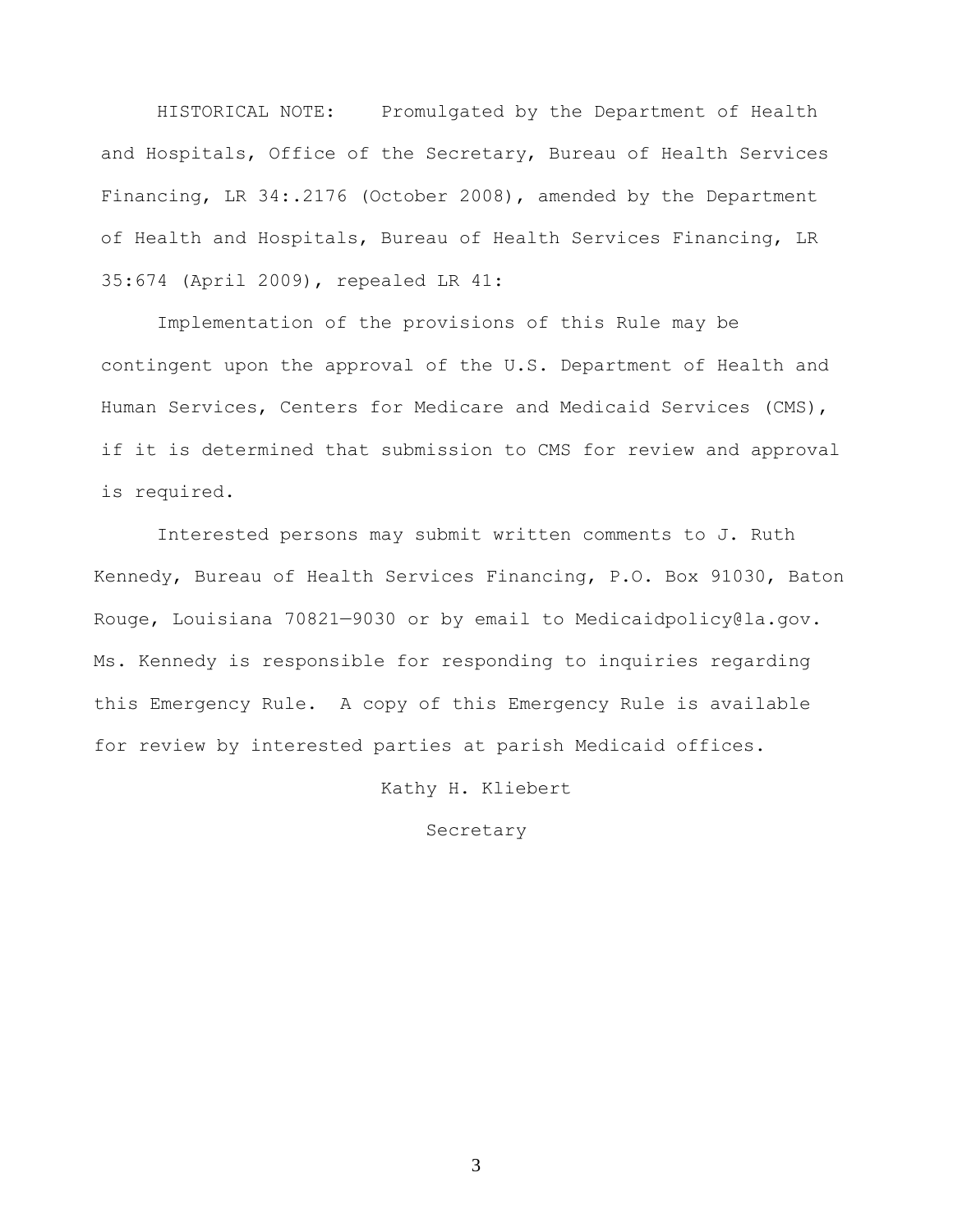HISTORICAL NOTE: Promulgated by the Department of Health and Hospitals, Office of the Secretary, Bureau of Health Services Financing, LR 34:.2176 (October 2008), amended by the Department of Health and Hospitals, Bureau of Health Services Financing, LR 35:674 (April 2009), repealed LR 41:

Implementation of the provisions of this Rule may be contingent upon the approval of the U.S. Department of Health and Human Services, Centers for Medicare and Medicaid Services (CMS), if it is determined that submission to CMS for review and approval is required.

Interested persons may submit written comments to J. Ruth Kennedy, Bureau of Health Services Financing, P.O. Box 91030, Baton Rouge, Louisiana 70821—9030 or by email to Medicaidpolicy@la.gov. Ms. Kennedy is responsible for responding to inquiries regarding this Emergency Rule. A copy of this Emergency Rule is available for review by interested parties at parish Medicaid offices.

Kathy H. Kliebert

Secretary